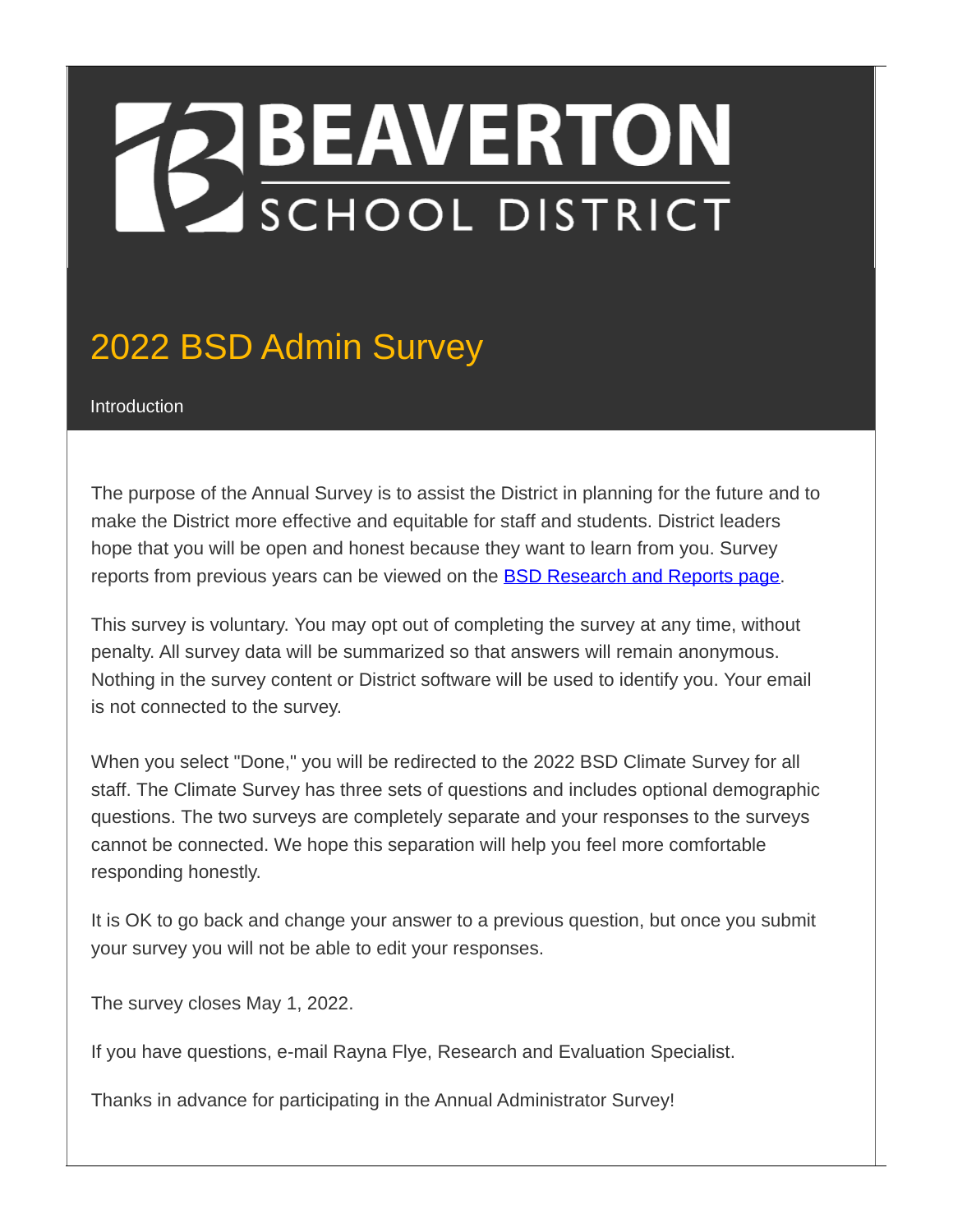# BEAVERTON SCHOOL DISTRICT

## 2022 BSD Admin Survey

Introduction

The purpose of the Annual Survey is to assist the District in planning for the future and to make the District more effective and equitable for staff and students. District leaders hope that you will be open and honest because they want to learn from you. Survey reports from previous years can be viewed on the BSD Research and Reports page.

This survey is voluntary. You may opt out of completing the survey at any time, without penalty. All survey data will be summarized so that answers will remain anonymous. Nothing in the survey content or District software will be used to identify you. Your email is not connected to the survey.

When you select "Done," you will be redirected to the 2022 BSD Climate Survey for all staff. The Climate Survey has three sets of questions and includes optional demographic questions. The two surveys are completely separate and your responses to the surveys cannot be connected. We hope this separation will help you feel more comfortable responding honestly.

It is OK to go back and change your answer to a previous question, but once you submit your survey you will not be able to edit your responses.

The survey closes May 1, 2022.

If you have questions, e-mail Rayna Flye, Research and Evaluation Specialist.

Thanks in advance for participating in the Annual Administrator Survey!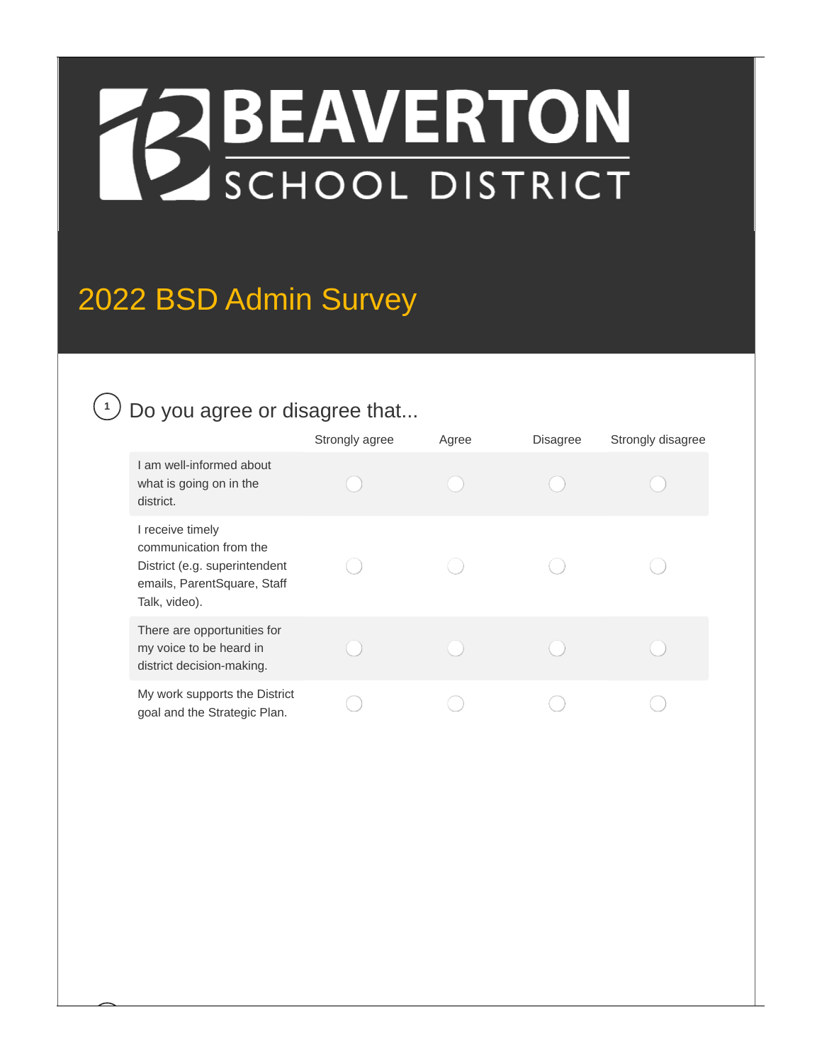# BEAVERTON SCHOOL DISTRICT

## 2022 BSD Admin Survey

**1** Do you agree or disagree that...

| | Strongly agree | Agree | Disagree | Strongly disagree |
|---|---|---|---|---|
| I am well-informed about what is going on in the district. | ○ | ○ | ○ | ○ |
| I receive timely communication from the District (e.g. superintendent emails, ParentSquare, Staff Talk, video). | ○ | ○ | ○ | ○ |
| There are opportunities for my voice to be heard in district decision-making. | ○ | ○ | ○ | ○ |
| My work supports the District goal and the Strategic Plan. | ○ | ○ | ○ | ○ |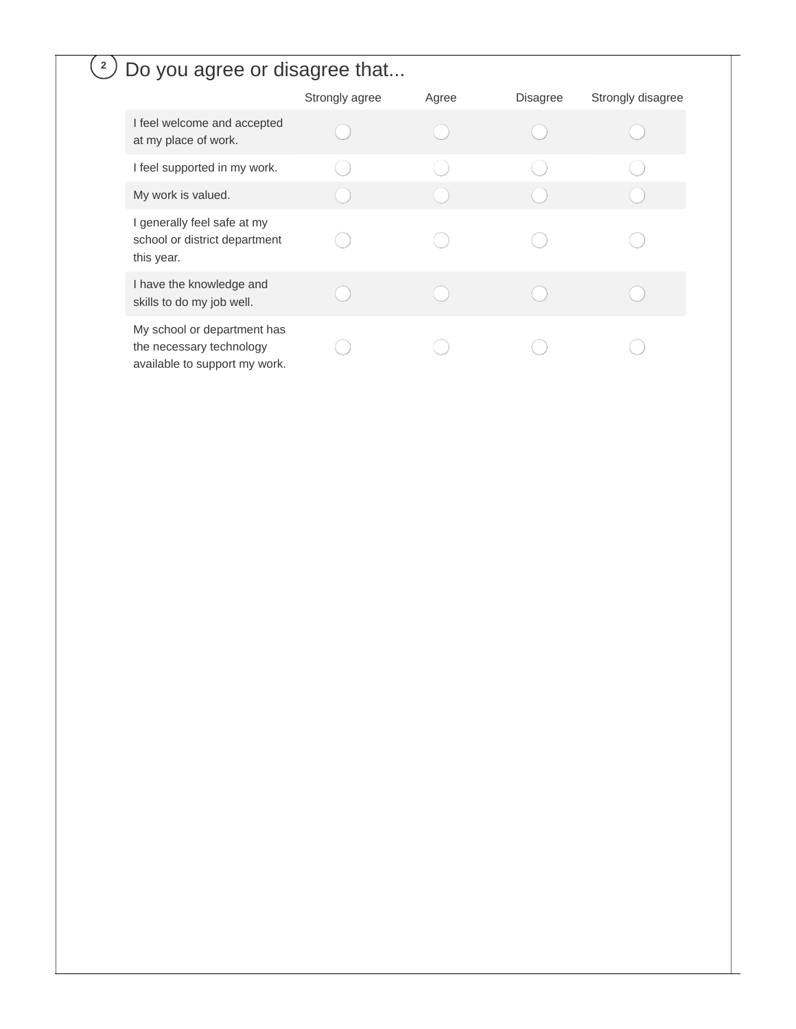## 2 Do you agree or disagree that...

| | Strongly agree | Agree | Disagree | Strongly disagree |
|---|---|---|---|---|
| I feel welcome and accepted at my place of work. | ◯ | ◯ | ◯ | ◯ |
| I feel supported in my work. | ◯ | ◯ | ◯ | ◯ |
| My work is valued. | ◯ | ◯ | ◯ | ◯ |
| I generally feel safe at my school or district department this year. | ◯ | ◯ | ◯ | ◯ |
| I have the knowledge and skills to do my job well. | ◯ | ◯ | ◯ | ◯ |
| My school or department has the necessary technology available to support my work. | ◯ | ◯ | ◯ | ◯ |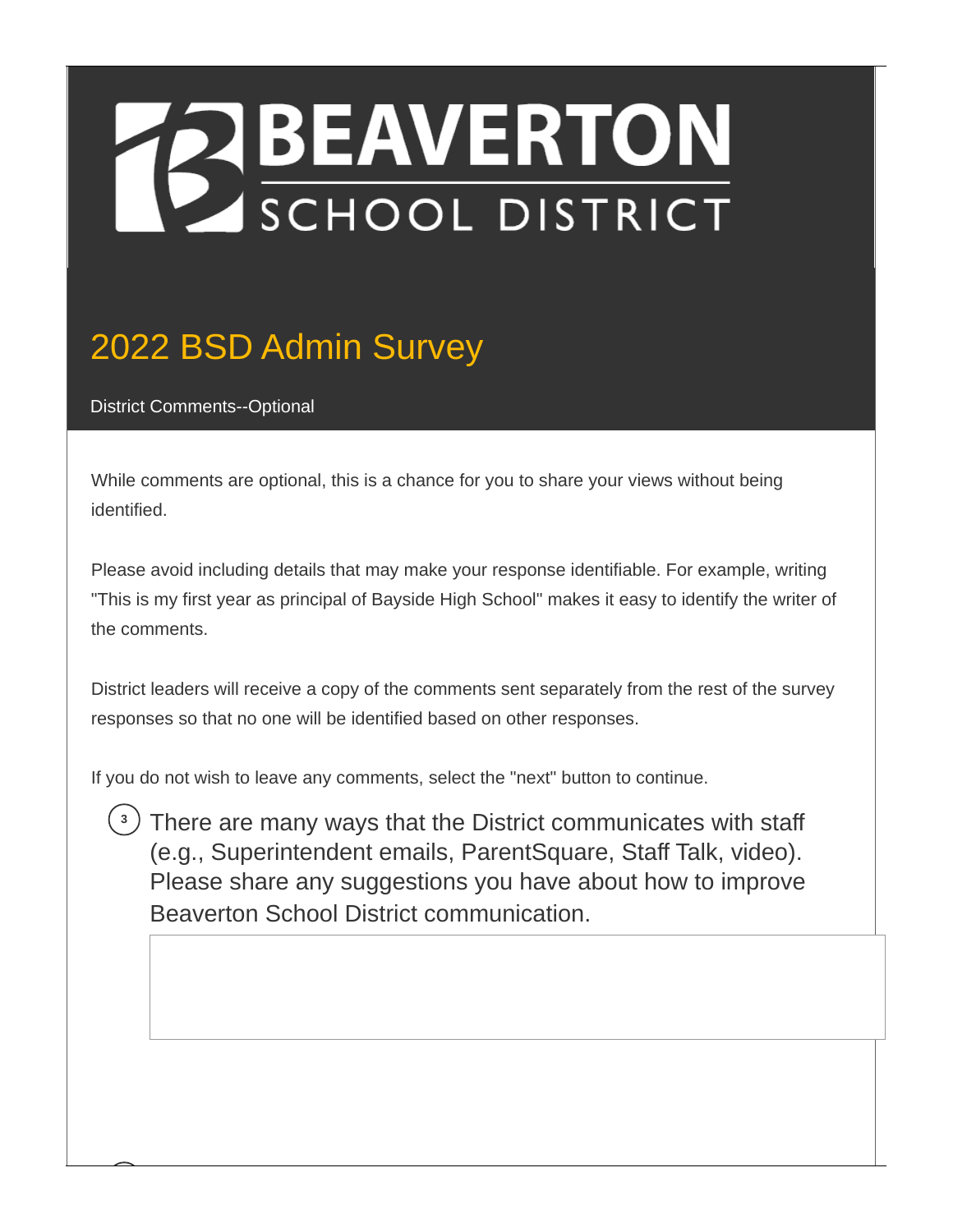# BEAVERTON SCHOOL DISTRICT

## 2022 BSD Admin Survey

District Comments--Optional

While comments are optional, this is a chance for you to share your views without being identified.

Please avoid including details that may make your response identifiable. For example, writing "This is my first year as principal of Bayside High School" makes it easy to identify the writer of the comments.

District leaders will receive a copy of the comments sent separately from the rest of the survey responses so that no one will be identified based on other responses.

If you do not wish to leave any comments, select the "next" button to continue.

3. There are many ways that the District communicates with staff (e.g., Superintendent emails, ParentSquare, Staff Talk, video). Please share any suggestions you have about how to improve Beaverton School District communication.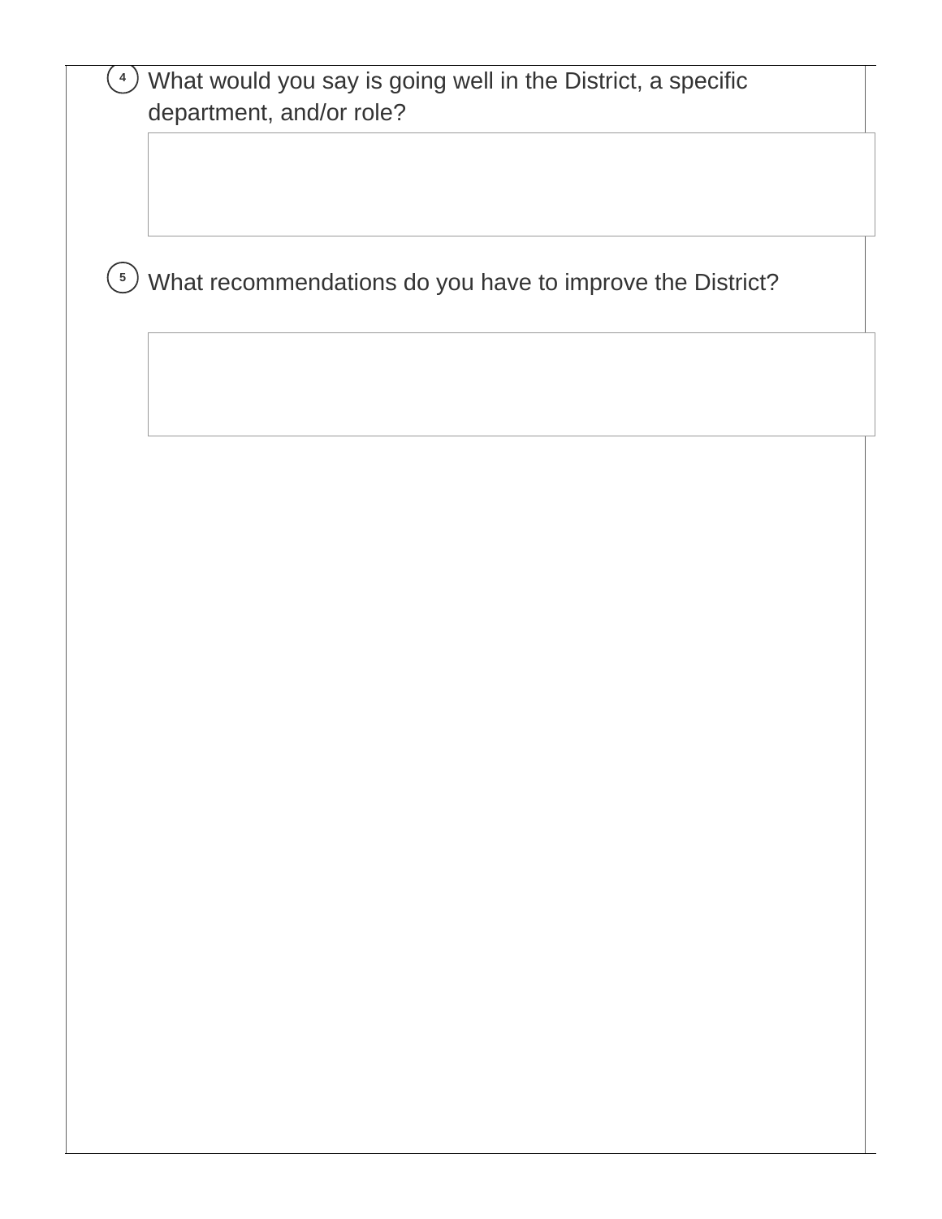4. What would you say is going well in the District, a specific department, and/or role?

5. What recommendations do you have to improve the District?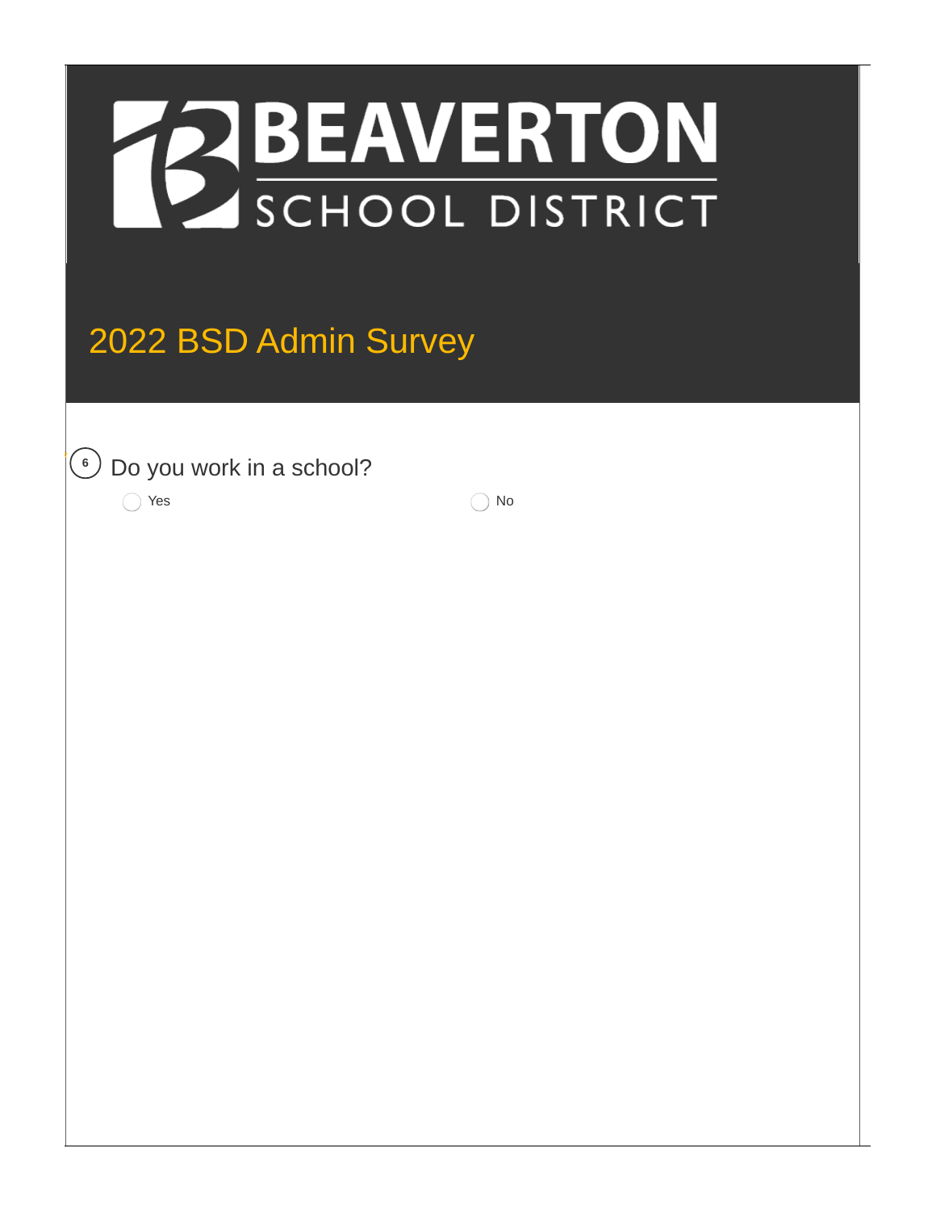# BEAVERTON SCHOOL DISTRICT

## 2022 BSD Admin Survey

6. Do you work in a school?

- Yes
- No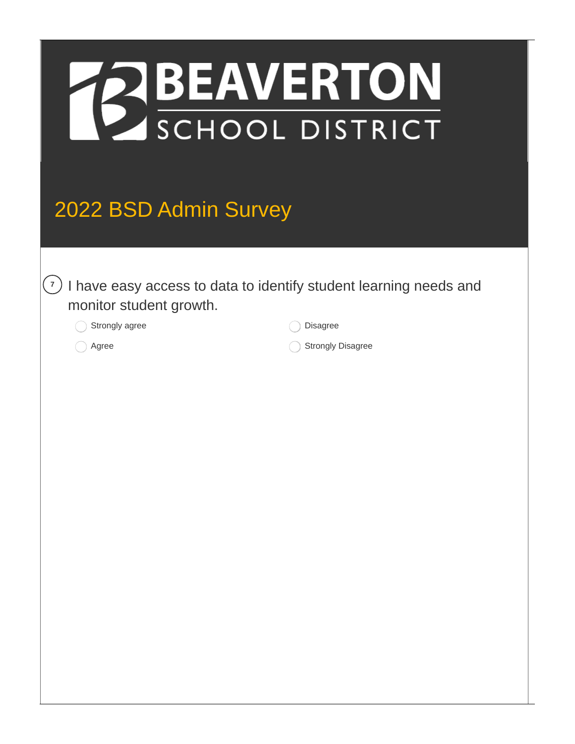# BEAVERTON SCHOOL DISTRICT

## 2022 BSD Admin Survey

7. I have easy access to data to identify student learning needs and monitor student growth.

- ◯ Strongly agree
- ◯ Agree
- ◯ Disagree
- ◯ Strongly Disagree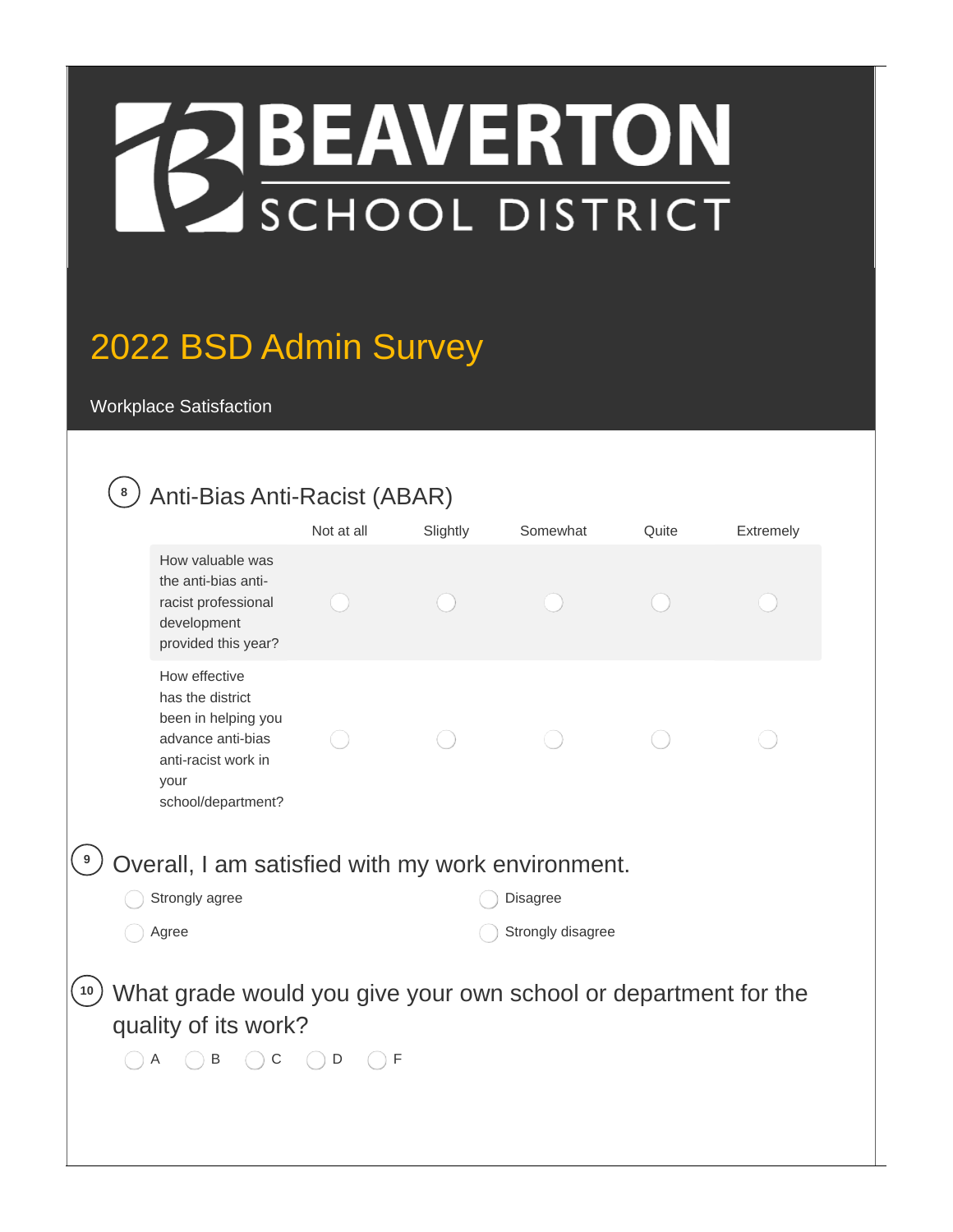# BEAVERTON SCHOOL DISTRICT

## 2022 BSD Admin Survey

Workplace Satisfaction

**8** Anti-Bias Anti-Racist (ABAR)

| | Not at all | Slightly | Somewhat | Quite | Extremely |
|---|---|---|---|---|---|
| How valuable was the anti-bias anti-racist professional development provided this year? | ◯ | ◯ | ◯ | ◯ | ◯ |
| How effective has the district been in helping you advance anti-bias anti-racist work in your school/department? | ◯ | ◯ | ◯ | ◯ | ◯ |

**9** Overall, I am satisfied with my work environment.

- ◯ Strongly agree
- ◯ Agree
- ◯ Disagree
- ◯ Strongly disagree

**10** What grade would you give your own school or department for the quality of its work?

◯ A ◯ B ◯ C ◯ D ◯ F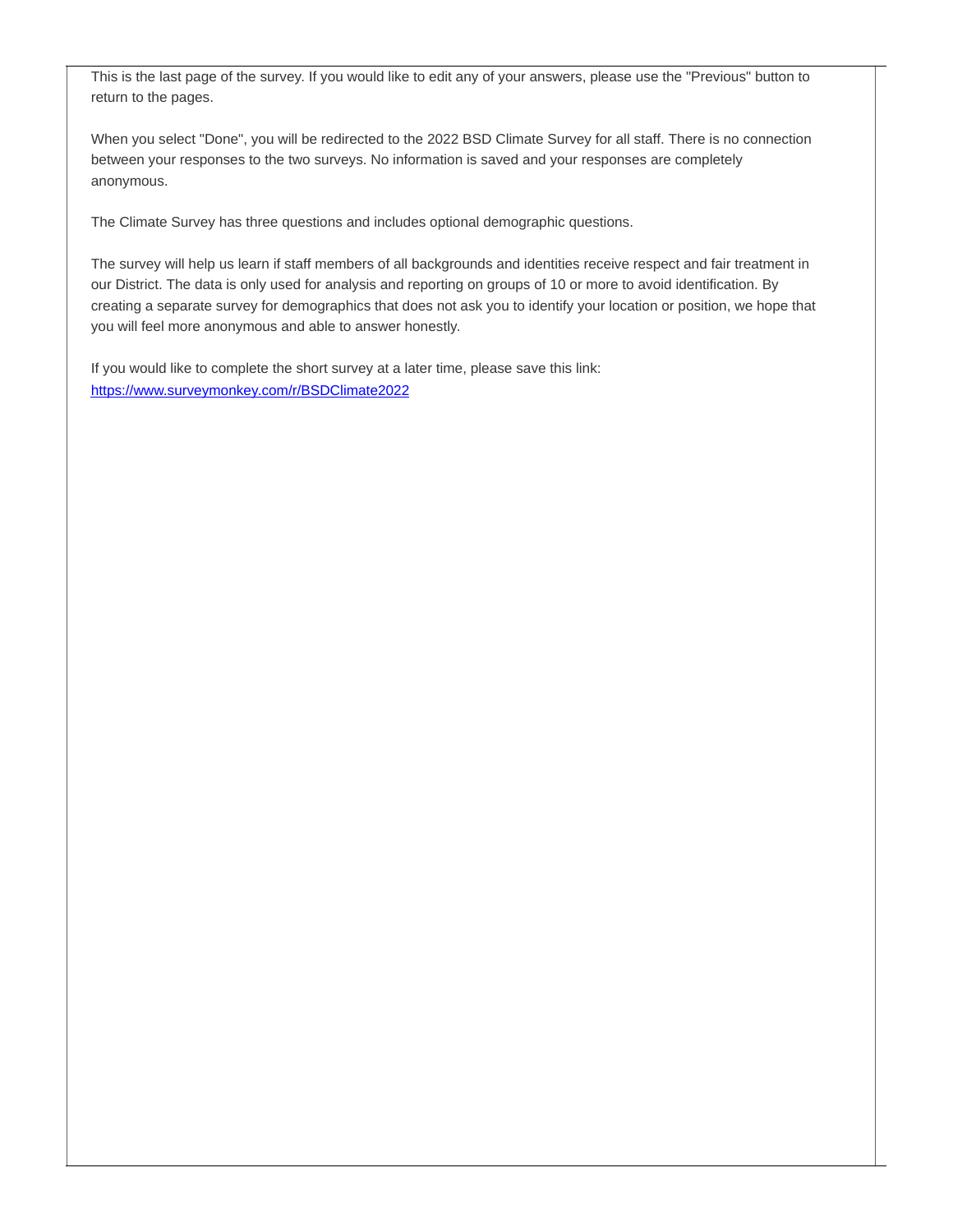This is the last page of the survey. If you would like to edit any of your answers, please use the "Previous" button to return to the pages.

When you select "Done", you will be redirected to the 2022 BSD Climate Survey for all staff. There is no connection between your responses to the two surveys. No information is saved and your responses are completely anonymous.

The Climate Survey has three questions and includes optional demographic questions.

The survey will help us learn if staff members of all backgrounds and identities receive respect and fair treatment in our District. The data is only used for analysis and reporting on groups of 10 or more to avoid identification. By creating a separate survey for demographics that does not ask you to identify your location or position, we hope that you will feel more anonymous and able to answer honestly.

If you would like to complete the short survey at a later time, please save this link:
https://www.surveymonkey.com/r/BSDClimate2022